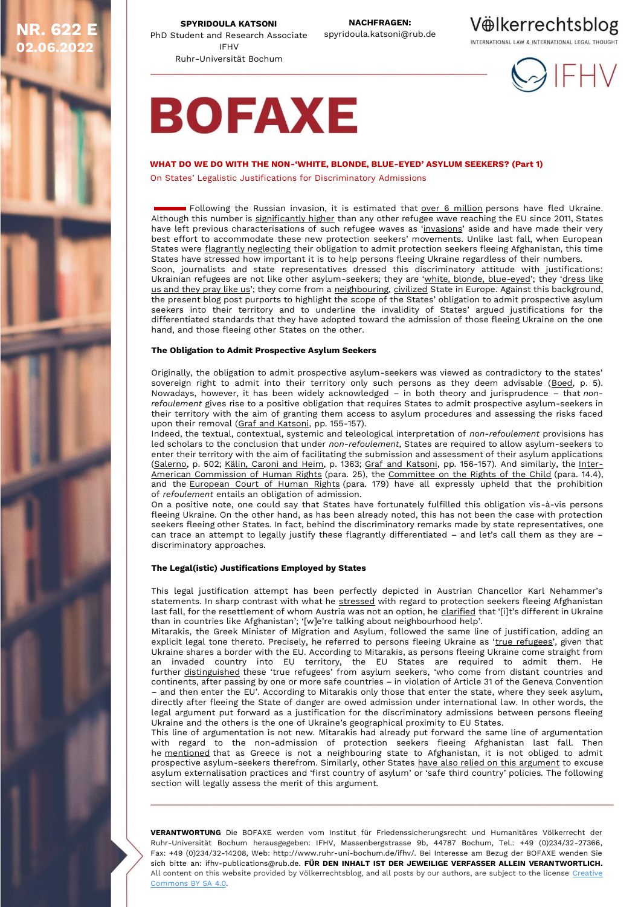NR. 622 E
02.06.2022

**SPYRIDOULA KATSONI**
PhD Student and Research Associate
IFHV
Ruhr-Universität Bochum

**NACHFRAGEN:**
spyridoula.katsoni@rub.de

# BOFAXE

**WHAT DO WE DO WITH THE NON-'WHITE, BLONDE, BLUE-EYED' ASYLUM SEEKERS? (Part 1)**

On States' Legalistic Justifications for Discriminatory Admissions

Following the Russian invasion, it is estimated that over 6 million persons have fled Ukraine. Although this number is significantly higher than any other refugee wave reaching the EU since 2011, States have left previous characterisations of such refugee waves as 'invasions' aside and have made their very best effort to accommodate these new protection seekers' movements. Unlike last fall, when European States were flagrantly neglecting their obligation to admit protection seekers fleeing Afghanistan, this time States have stressed how important it is to help persons fleeing Ukraine regardless of their numbers. Soon, journalists and state representatives dressed this discriminatory attitude with justifications: Ukrainian refugees are not like other asylum-seekers; they are 'white, blonde, blue-eyed'; they 'dress like us and they pray like us'; they come from a neighbouring, civilized State in Europe. Against this background, the present blog post purports to highlight the scope of the States' obligation to admit prospective asylum seekers into their territory and to underline the invalidity of States' argued justifications for the differentiated standards that they have adopted toward the admission of those fleeing Ukraine on the one hand, and those fleeing other States on the other.

### The Obligation to Admit Prospective Asylum Seekers

Originally, the obligation to admit prospective asylum-seekers was viewed as contradictory to the states' sovereign right to admit into their territory only such persons as they deem advisable (Boed, p. 5). Nowadays, however, it has been widely acknowledged – in both theory and jurisprudence – that *non-refoulement* gives rise to a positive obligation that requires States to admit prospective asylum-seekers in their territory with the aim of granting them access to asylum procedures and assessing the risks faced upon their removal (Graf and Katsoni, pp. 155-157).

Indeed, the textual, contextual, systemic and teleological interpretation of *non-refoulement* provisions has led scholars to the conclusion that under *non-refoulement*, States are required to allow asylum-seekers to enter their territory with the aim of facilitating the submission and assessment of their asylum applications (Salerno, p. 502; Kälin, Caroni and Heim, p. 1363; Graf and Katsoni, pp. 156-157). And similarly, the Inter-American Commission of Human Rights (para. 25), the Committee on the Rights of the Child (para. 14.4), and the European Court of Human Rights (para. 179) have all expressly upheld that the prohibition of *refoulement* entails an obligation of admission.

On a positive note, one could say that States have fortunately fulfilled this obligation vis-à-vis persons fleeing Ukraine. On the other hand, as has been already noted, this has not been the case with protection seekers fleeing other States. In fact, behind the discriminatory remarks made by state representatives, one can trace an attempt to legally justify these flagrantly differentiated – and let's call them as they are – discriminatory approaches.

### The Legal(istic) Justifications Employed by States

This legal justification attempt has been perfectly depicted in Austrian Chancellor Karl Nehammer's statements. In sharp contrast with what he stressed with regard to protection seekers fleeing Afghanistan last fall, for the resettlement of women Austria was not an option, he clarified that '[i]t's different in Ukraine than in countries like Afghanistan'; '[w]e're talking about neighbourhood help'.

Mitarakis, the Greek Minister of Migration and Asylum, followed the same line of justification, adding an explicit legal tone thereto. Precisely, he referred to persons fleeing Ukraine as 'true refugees', given that Ukraine shares a border with the EU. According to Mitarakis, as persons fleeing Ukraine come straight from an invaded country into EU territory, the EU States are required to admit them. He further distinguished these 'true refugees' from asylum seekers, 'who come from distant countries and continents, after passing by one or more safe countries – in violation of Article 31 of the Geneva Convention – and then enter the EU'. According to Mitarakis only those that enter the state, where they seek asylum, directly after fleeing the State of danger are owed admission under international law. In other words, the legal argument put forward as a justification for the discriminatory admissions between persons fleeing Ukraine and the others is the one of Ukraine's geographical proximity to EU States.

This line of argumentation is not new. Mitarakis had already put forward the same line of argumentation with regard to the non-admission of protection seekers fleeing Afghanistan last fall. Then he mentioned that as Greece is not a neighbouring state to Afghanistan, it is not obliged to admit prospective asylum-seekers therefrom. Similarly, other States have also relied on this argument to excuse asylum externalisation practices and 'first country of asylum' or 'safe third country' policies. The following section will legally assess the merit of this argument.

**VERANTWORTUNG** Die BOFAXE werden vom Institut für Friedenssicherungsrecht und Humanitäres Völkerrecht der Ruhr-Universität Bochum herausgegeben: IFHV, Massenbergstrasse 9b, 44787 Bochum, Tel.: +49 (0)234/32-27366, Fax: +49 (0)234/32-14208, Web: http://www.ruhr-uni-bochum.de/ifhv/. Bei Interesse am Bezug der BOFAXE wenden Sie sich bitte an: ifhv-publications@rub.de. **FÜR DEN INHALT IST DER JEWEILIGE VERFASSER ALLEIN VERANTWORTLICH.**
All content on this website provided by Völkerrechtsblog, and all posts by our authors, are subject to the license Creative Commons BY SA 4.0.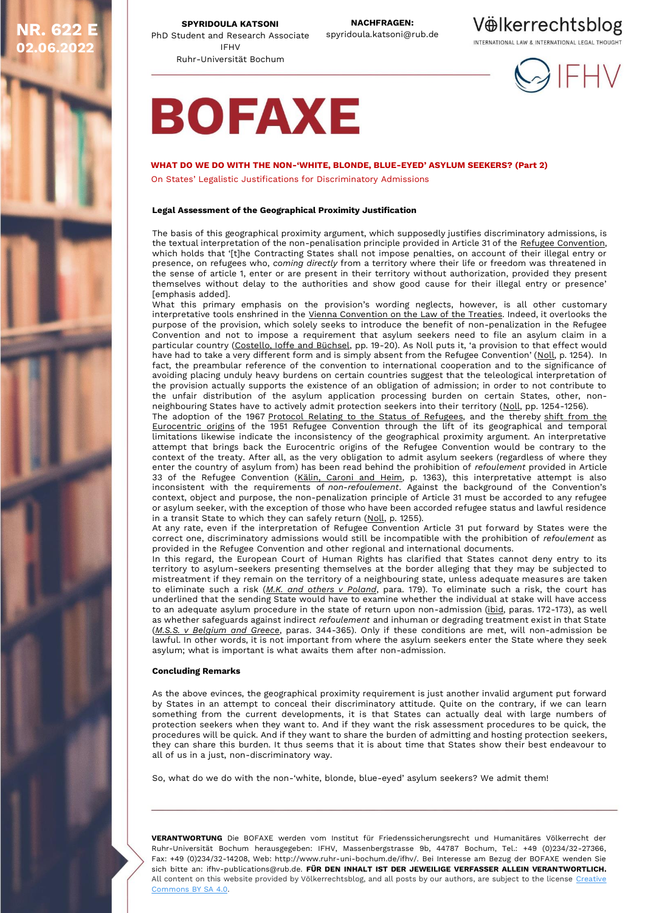**SPYRIDOULA KATSONI**
PhD Student and Research Associate
IFHV
Ruhr-Universität Bochum

**NACHFRAGEN:**
spyridoula.katsoni@rub.de

# BOFAXE

**WHAT DO WE DO WITH THE NON-'WHITE, BLONDE, BLUE-EYED' ASYLUM SEEKERS? (Part 2)**

On States' Legalistic Justifications for Discriminatory Admissions

### Legal Assessment of the Geographical Proximity Justification

The basis of this geographical proximity argument, which supposedly justifies discriminatory admissions, is the textual interpretation of the non-penalisation principle provided in Article 31 of the Refugee Convention, which holds that '[t]he Contracting States shall not impose penalties, on account of their illegal entry or presence, on refugees who, *coming directly* from a territory where their life or freedom was threatened in the sense of article 1, enter or are present in their territory without authorization, provided they present themselves without delay to the authorities and show good cause for their illegal entry or presence' [emphasis added].

What this primary emphasis on the provision's wording neglects, however, is all other customary interpretative tools enshrined in the Vienna Convention on the Law of the Treaties. Indeed, it overlooks the purpose of the provision, which solely seeks to introduce the benefit of non-penalization in the Refugee Convention and not to impose a requirement that asylum seekers need to file an asylum claim in a particular country (Costello, Ioffe and Büchsel, pp. 19-20). As Noll puts it, 'a provision to that effect would have had to take a very different form and is simply absent from the Refugee Convention' (Noll, p. 1254). In fact, the preambular reference of the convention to international cooperation and to the significance of avoiding placing unduly heavy burdens on certain countries suggest that the teleological interpretation of the provision actually supports the existence of an obligation of admission; in order to not contribute to the unfair distribution of the asylum application processing burden on certain States, other, non-neighbouring States have to actively admit protection seekers into their territory (Noll, pp. 1254-1256).

The adoption of the 1967 Protocol Relating to the Status of Refugees, and the thereby shift from the Eurocentric origins of the 1951 Refugee Convention through the lift of its geographical and temporal limitations likewise indicate the inconsistency of the geographical proximity argument. An interpretative attempt that brings back the Eurocentric origins of the Refugee Convention would be contrary to the context of the treaty. After all, as the very obligation to admit asylum seekers (regardless of where they enter the country of asylum from) has been read behind the prohibition of *refoulement* provided in Article 33 of the Refugee Convention (Kälin, Caroni and Heim, p. 1363), this interpretative attempt is also inconsistent with the requirements of *non-refoulement*. Against the background of the Convention's context, object and purpose, the non-penalization principle of Article 31 must be accorded to any refugee or asylum seeker, with the exception of those who have been accorded refugee status and lawful residence in a transit State to which they can safely return (Noll, p. 1255).

At any rate, even if the interpretation of Refugee Convention Article 31 put forward by States were the correct one, discriminatory admissions would still be incompatible with the prohibition of *refoulement* as provided in the Refugee Convention and other regional and international documents.

In this regard, the European Court of Human Rights has clarified that States cannot deny entry to its territory to asylum-seekers presenting themselves at the border alleging that they may be subjected to mistreatment if they remain on the territory of a neighbouring state, unless adequate measures are taken to eliminate such a risk (*M.K. and others v Poland*, para. 179). To eliminate such a risk, the court has underlined that the sending State would have to examine whether the individual at stake will have access to an adequate asylum procedure in the state of return upon non-admission (ibid, paras. 172-173), as well as whether safeguards against indirect *refoulement* and inhuman or degrading treatment exist in that State (*M.S.S. v Belgium and Greece*, paras. 344-365). Only if these conditions are met, will non-admission be lawful. In other words, it is not important from where the asylum seekers enter the State where they seek asylum; what is important is what awaits them after non-admission.

### Concluding Remarks

As the above evinces, the geographical proximity requirement is just another invalid argument put forward by States in an attempt to conceal their discriminatory attitude. Quite on the contrary, if we can learn something from the current developments, it is that States can actually deal with large numbers of protection seekers when they want to. And if they want the risk assessment procedures to be quick, the procedures will be quick. And if they want to share the burden of admitting and hosting protection seekers, they can share this burden. It thus seems that it is about time that States show their best endeavour to all of us in a just, non-discriminatory way.

So, what do we do with the non-'white, blonde, blue-eyed' asylum seekers? We admit them!

**VERANTWORTUNG** Die BOFAXE werden vom Institut für Friedenssicherungsrecht und Humanitäres Völkerrecht der Ruhr-Universität Bochum herausgegeben: IFHV, Massenbergstrasse 9b, 44787 Bochum, Tel.: +49 (0)234/32-27366, Fax: +49 (0)234/32-14208, Web: http://www.ruhr-uni-bochum.de/ifhv/. Bei Interesse am Bezug der BOFAXE wenden Sie sich bitte an: ifhv-publications@rub.de. **FÜR DEN INHALT IST DER JEWEILIGE VERFASSER ALLEIN VERANTWORTLICH.** All content on this website provided by Völkerrechtsblog, and all posts by our authors, are subject to the license Creative Commons BY SA 4.0.